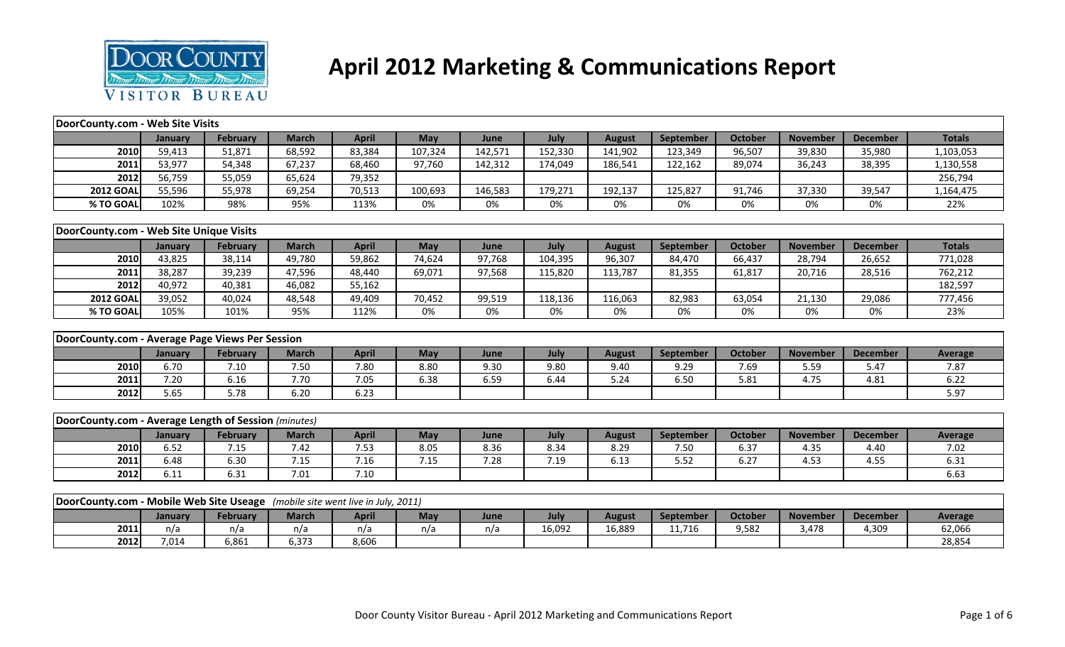# April 2012 Marketing & Communications Report

## DoorCounty.com - Web Site Visits

| | January | February | March | April | May | June | July | August | September | October | November | December | Totals |
|---|---|---|---|---|---|---|---|---|---|---|---|---|---|
| 2010 | 59,413 | 51,871 | 68,592 | 83,384 | 107,324 | 142,571 | 152,330 | 141,902 | 123,349 | 96,507 | 39,830 | 35,980 | 1,103,053 |
| 2011 | 53,977 | 54,348 | 67,237 | 68,460 | 97,760 | 142,312 | 174,049 | 186,541 | 122,162 | 89,074 | 36,243 | 38,395 | 1,130,558 |
| 2012 | 56,759 | 55,059 | 65,624 | 79,352 | | | | | | | | | 256,794 |
| 2012 GOAL | 55,596 | 55,978 | 69,254 | 70,513 | 100,693 | 146,583 | 179,271 | 192,137 | 125,827 | 91,746 | 37,330 | 39,547 | 1,164,475 |
| % TO GOAL | 102% | 98% | 95% | 113% | 0% | 0% | 0% | 0% | 0% | 0% | 0% | 0% | 22% |

## DoorCounty.com - Web Site Unique Visits

| | January | February | March | April | May | June | July | August | September | October | November | December | Totals |
|---|---|---|---|---|---|---|---|---|---|---|---|---|---|
| 2010 | 43,825 | 38,114 | 49,780 | 59,862 | 74,624 | 97,768 | 104,395 | 96,307 | 84,470 | 66,437 | 28,794 | 26,652 | 771,028 |
| 2011 | 38,287 | 39,239 | 47,596 | 48,440 | 69,071 | 97,568 | 115,820 | 113,787 | 81,355 | 61,817 | 20,716 | 28,516 | 762,212 |
| 2012 | 40,972 | 40,381 | 46,082 | 55,162 | | | | | | | | | 182,597 |
| 2012 GOAL | 39,052 | 40,024 | 48,548 | 49,409 | 70,452 | 99,519 | 118,136 | 116,063 | 82,983 | 63,054 | 21,130 | 29,086 | 777,456 |
| % TO GOAL | 105% | 101% | 95% | 112% | 0% | 0% | 0% | 0% | 0% | 0% | 0% | 0% | 23% |

## DoorCounty.com - Average Page Views Per Session

| | January | February | March | April | May | June | July | August | September | October | November | December | Average |
|---|---|---|---|---|---|---|---|---|---|---|---|---|---|
| 2010 | 6.70 | 7.10 | 7.50 | 7.80 | 8.80 | 9.30 | 9.80 | 9.40 | 9.29 | 7.69 | 5.59 | 5.47 | 7.87 |
| 2011 | 7.20 | 6.16 | 7.70 | 7.05 | 6.38 | 6.59 | 6.44 | 5.24 | 6.50 | 5.81 | 4.75 | 4.81 | 6.22 |
| 2012 | 5.65 | 5.78 | 6.20 | 6.23 | | | | | | | | | 5.97 |

## DoorCounty.com - Average Length of Session *(minutes)*

| | January | February | March | April | May | June | July | August | September | October | November | December | Average |
|---|---|---|---|---|---|---|---|---|---|---|---|---|---|
| 2010 | 6.52 | 7.15 | 7.42 | 7.53 | 8.05 | 8.36 | 8.34 | 8.29 | 7.50 | 6.37 | 4.35 | 4.40 | 7.02 |
| 2011 | 6.48 | 6.30 | 7.15 | 7.16 | 7.15 | 7.28 | 7.19 | 6.13 | 5.52 | 6.27 | 4.53 | 4.55 | 6.31 |
| 2012 | 6.11 | 6.31 | 7.01 | 7.10 | | | | | | | | | 6.63 |

## DoorCounty.com - Mobile Web Site Useage *(mobile site went live in July, 2011)*

| | January | February | March | April | May | June | July | August | September | October | November | December | Average |
|---|---|---|---|---|---|---|---|---|---|---|---|---|---|
| 2011 | n/a | n/a | n/a | n/a | n/a | n/a | 16,092 | 16,889 | 11,716 | 9,582 | 3,478 | 4,309 | 62,066 |
| 2012 | 7,014 | 6,861 | 6,373 | 8,606 | | | | | | | | | 28,854 |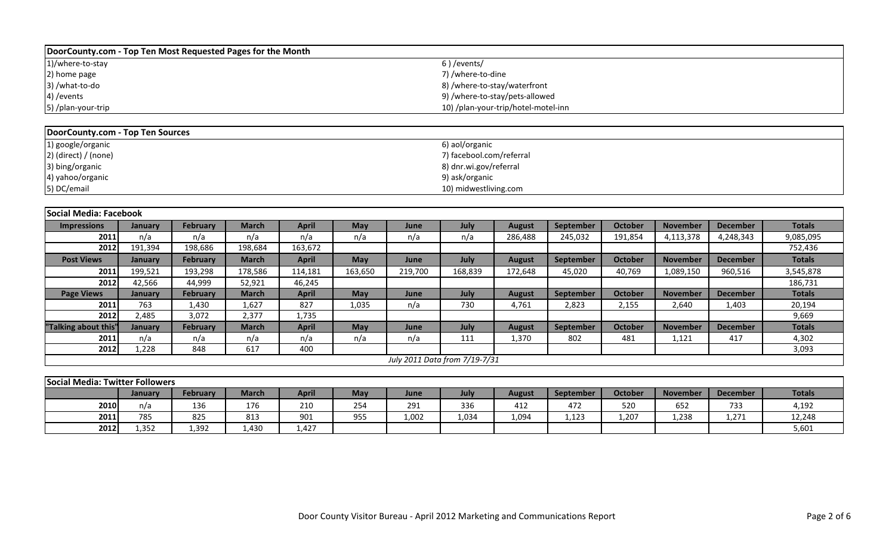| DoorCounty.com - Top Ten Most Requested Pages for the Month | |
|---|---|
| 1)/where-to-stay | 6 ) /events/ |
| 2) home page | 7) /where-to-dine |
| 3) /what-to-do | 8) /where-to-stay/waterfront |
| 4) /events | 9) /where-to-stay/pets-allowed |
| 5) /plan-your-trip | 10) /plan-your-trip/hotel-motel-inn |

| DoorCounty.com - Top Ten Sources | |
|---|---|
| 1) google/organic | 6) aol/organic |
| 2) (direct) / (none) | 7) facebool.com/referral |
| 3) bing/organic | 8) dnr.wi.gov/referral |
| 4) yahoo/organic | 9) ask/organic |
| 5) DC/email | 10) midwestliving.com |

**Social Media: Facebook**

| Impressions | January | February | March | April | May | June | July | August | September | October | November | December | Totals |
|---|---|---|---|---|---|---|---|---|---|---|---|---|---|
| 2011 | n/a | n/a | n/a | n/a | n/a | n/a | n/a | 286,488 | 245,032 | 191,854 | 4,113,378 | 4,248,343 | 9,085,095 |
| 2012 | 191,394 | 198,686 | 198,684 | 163,672 | | | | | | | | | 752,436 |
| **Post Views** | **January** | **February** | **March** | **April** | **May** | **June** | **July** | **August** | **September** | **October** | **November** | **December** | **Totals** |
| 2011 | 199,521 | 193,298 | 178,586 | 114,181 | 163,650 | 219,700 | 168,839 | 172,648 | 45,020 | 40,769 | 1,089,150 | 960,516 | 3,545,878 |
| 2012 | 42,566 | 44,999 | 52,921 | 46,245 | | | | | | | | | 186,731 |
| **Page Views** | **January** | **February** | **March** | **April** | **May** | **June** | **July** | **August** | **September** | **October** | **November** | **December** | **Totals** |
| 2011 | 763 | 1,430 | 1,627 | 827 | 1,035 | n/a | 730 | 4,761 | 2,823 | 2,155 | 2,640 | 1,403 | 20,194 |
| 2012 | 2,485 | 3,072 | 2,377 | 1,735 | | | | | | | | | 9,669 |
| **"Talking about this"** | **January** | **February** | **March** | **April** | **May** | **June** | **July** | **August** | **September** | **October** | **November** | **December** | **Totals** |
| 2011 | n/a | n/a | n/a | n/a | n/a | n/a | 111 | 1,370 | 802 | 481 | 1,121 | 417 | 4,302 |
| 2012 | 1,228 | 848 | 617 | 400 | | | | | | | | | 3,093 |

*July 2011 Data from 7/19-7/31*

**Social Media: Twitter Followers**

| | January | February | March | April | May | June | July | August | September | October | November | December | Totals |
|---|---|---|---|---|---|---|---|---|---|---|---|---|---|
| 2010 | n/a | 136 | 176 | 210 | 254 | 291 | 336 | 412 | 472 | 520 | 652 | 733 | 4,192 |
| 2011 | 785 | 825 | 813 | 901 | 955 | 1,002 | 1,034 | 1,094 | 1,123 | 1,207 | 1,238 | 1,271 | 12,248 |
| 2012 | 1,352 | 1,392 | 1,430 | 1,427 | | | | | | | | | 5,601 |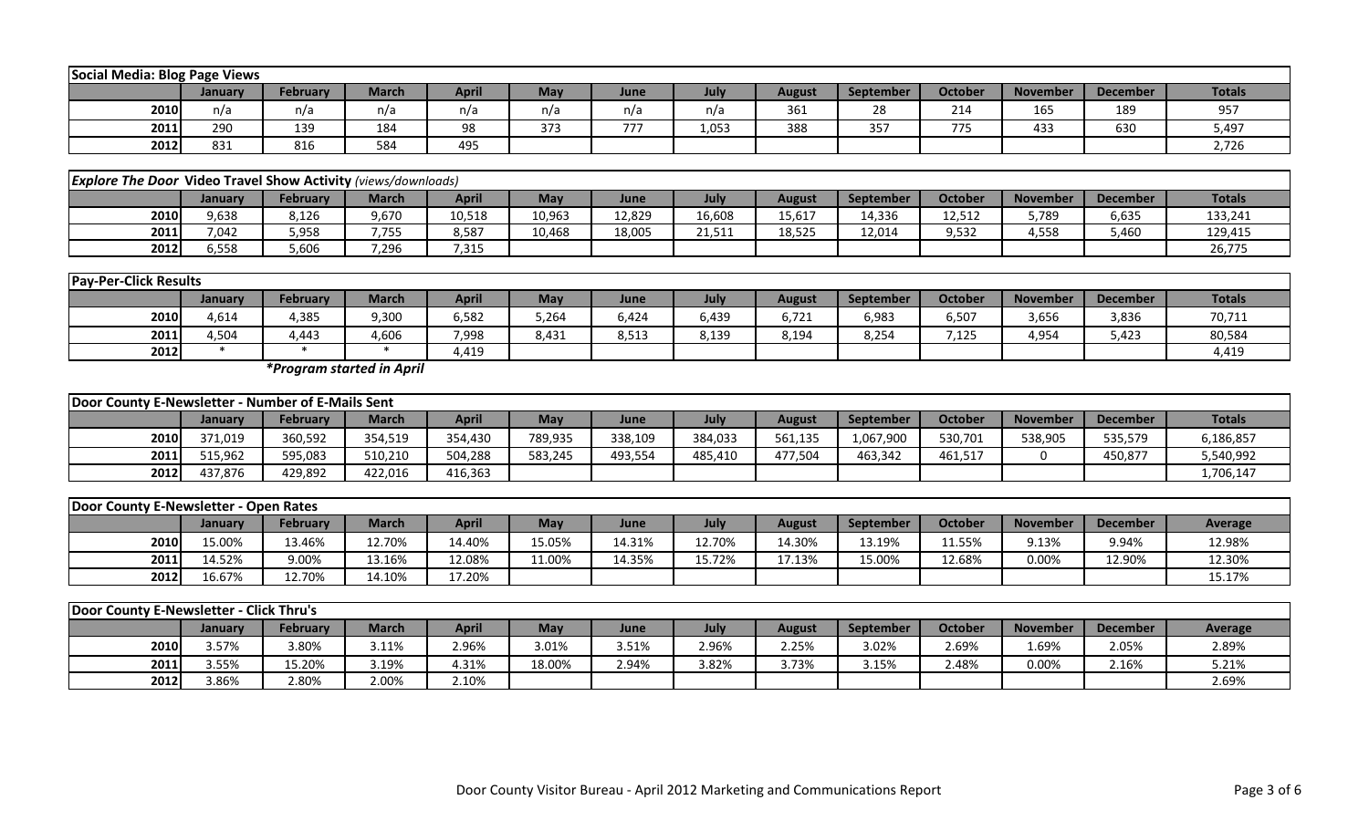| Social Media: Blog Page Views | | | | | | | | | | | | | |
|---|---|---|---|---|---|---|---|---|---|---|---|---|---|
| | January | February | March | April | May | June | July | August | September | October | November | December | Totals |
| 2010 | n/a | n/a | n/a | n/a | n/a | n/a | n/a | 361 | 28 | 214 | 165 | 189 | 957 |
| 2011 | 290 | 139 | 184 | 98 | 373 | 777 | 1,053 | 388 | 357 | 775 | 433 | 630 | 5,497 |
| 2012 | 831 | 816 | 584 | 495 | | | | | | | | | 2,726 |

| *Explore The Door* Video Travel Show Activity *(views/downloads)* | | | | | | | | | | | | | |
|---|---|---|---|---|---|---|---|---|---|---|---|---|---|
| | January | February | March | April | May | June | July | August | September | October | November | December | Totals |
| 2010 | 9,638 | 8,126 | 9,670 | 10,518 | 10,963 | 12,829 | 16,608 | 15,617 | 14,336 | 12,512 | 5,789 | 6,635 | 133,241 |
| 2011 | 7,042 | 5,958 | 7,755 | 8,587 | 10,468 | 18,005 | 21,511 | 18,525 | 12,014 | 9,532 | 4,558 | 5,460 | 129,415 |
| 2012 | 6,558 | 5,606 | 7,296 | 7,315 | | | | | | | | | 26,775 |

| Pay-Per-Click Results | | | | | | | | | | | | | |
|---|---|---|---|---|---|---|---|---|---|---|---|---|---|
| | January | February | March | April | May | June | July | August | September | October | November | December | Totals |
| 2010 | 4,614 | 4,385 | 9,300 | 6,582 | 5,264 | 6,424 | 6,439 | 6,721 | 6,983 | 6,507 | 3,656 | 3,836 | 70,711 |
| 2011 | 4,504 | 4,443 | 4,606 | 7,998 | 8,431 | 8,513 | 8,139 | 8,194 | 8,254 | 7,125 | 4,954 | 5,423 | 80,584 |
| 2012 | * | * | * | 4,419 | | | | | | | | | 4,419 |

***Program started in April***

| Door County E-Newsletter - Number of E-Mails Sent | | | | | | | | | | | | | |
|---|---|---|---|---|---|---|---|---|---|---|---|---|---|
| | January | February | March | April | May | June | July | August | September | October | November | December | Totals |
| 2010 | 371,019 | 360,592 | 354,519 | 354,430 | 789,935 | 338,109 | 384,033 | 561,135 | 1,067,900 | 530,701 | 538,905 | 535,579 | 6,186,857 |
| 2011 | 515,962 | 595,083 | 510,210 | 504,288 | 583,245 | 493,554 | 485,410 | 477,504 | 463,342 | 461,517 | 0 | 450,877 | 5,540,992 |
| 2012 | 437,876 | 429,892 | 422,016 | 416,363 | | | | | | | | | 1,706,147 |

| Door County E-Newsletter - Open Rates | | | | | | | | | | | | | |
|---|---|---|---|---|---|---|---|---|---|---|---|---|---|
| | January | February | March | April | May | June | July | August | September | October | November | December | Average |
| 2010 | 15.00% | 13.46% | 12.70% | 14.40% | 15.05% | 14.31% | 12.70% | 14.30% | 13.19% | 11.55% | 9.13% | 9.94% | 12.98% |
| 2011 | 14.52% | 9.00% | 13.16% | 12.08% | 11.00% | 14.35% | 15.72% | 17.13% | 15.00% | 12.68% | 0.00% | 12.90% | 12.30% |
| 2012 | 16.67% | 12.70% | 14.10% | 17.20% | | | | | | | | | 15.17% |

| Door County E-Newsletter - Click Thru's | | | | | | | | | | | | | |
|---|---|---|---|---|---|---|---|---|---|---|---|---|---|
| | January | February | March | April | May | June | July | August | September | October | November | December | Average |
| 2010 | 3.57% | 3.80% | 3.11% | 2.96% | 3.01% | 3.51% | 2.96% | 2.25% | 3.02% | 2.69% | 1.69% | 2.05% | 2.89% |
| 2011 | 3.55% | 15.20% | 3.19% | 4.31% | 18.00% | 2.94% | 3.82% | 3.73% | 3.15% | 2.48% | 0.00% | 2.16% | 5.21% |
| 2012 | 3.86% | 2.80% | 2.00% | 2.10% | | | | | | | | | 2.69% |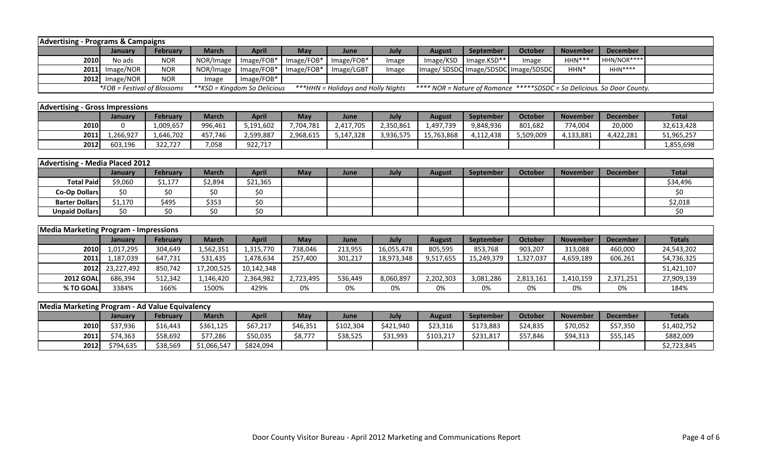| Advertising - Programs & Campaigns | | | | | | | | | | | | | |
|---|---|---|---|---|---|---|---|---|---|---|---|---|---|
| | January | February | March | April | May | June | July | August | September | October | November | December | |
| 2010 | No ads | NOR | NOR/Image | Image/FOB* | Image/FOB* | Image/FOB* | Image | Image/KSD | Image.KSD** | Image | HHN*** | HHN/NOR**** | |
| 2011 | Image/NOR | NOR | NOR/Image | Image/FOB* | Image/FOB* | Image/LGBT | Image | Image/ SDSDC | Image/SDSDC | Image/SDSDC | HHN* | HHN**** | |
| 2012 | Image/NOR | NOR | Image | Image/FOB* | | | | | | | | | |
| | *FOB = Festival of Blossoms | | **KSD = Kingdom So Delicious | | ***HHN = Holidays and Holly Nights | | | **** NOR = Nature of Romance *****SDSDC = So Delicious. So Door County. | | | | | |

| Advertising - Gross Impressions | | | | | | | | | | | | | |
|---|---|---|---|---|---|---|---|---|---|---|---|---|---|
| | January | February | March | April | May | June | July | August | September | October | November | December | Total |
| 2010 | 0 | 1,009,657 | 996,461 | 5,191,602 | 7,704,781 | 2,417,705 | 2,350,861 | 1,497,739 | 9,848,936 | 801,682 | 774,004 | 20,000 | 32,613,428 |
| 2011 | 1,266,927 | 1,646,702 | 457,746 | 2,599,887 | 2,968,615 | 5,147,328 | 3,936,575 | 15,763,868 | 4,112,438 | 5,509,009 | 4,133,881 | 4,422,281 | 51,965,257 |
| 2012 | 603,196 | 322,727 | 7,058 | 922,717 | | | | | | | | | 1,855,698 |

| Advertising - Media Placed 2012 | | | | | | | | | | | | | |
|---|---|---|---|---|---|---|---|---|---|---|---|---|---|
| | January | February | March | April | May | June | July | August | September | October | November | December | Total |
| Total Paid | $9,060 | $1,177 | $2,894 | $21,365 | | | | | | | | | $34,496 |
| Co-Op Dollars | $0 | $0 | $0 | $0 | | | | | | | | | $0 |
| Barter Dollars | $1,170 | $495 | $353 | $0 | | | | | | | | | $2,018 |
| Unpaid Dollars | $0 | $0 | $0 | $0 | | | | | | | | | $0 |

| Media Marketing Program - Impressions | | | | | | | | | | | | | |
|---|---|---|---|---|---|---|---|---|---|---|---|---|---|
| | January | February | March | April | May | June | July | August | September | October | November | December | Totals |
| 2010 | 1,017,295 | 304,649 | 1,562,351 | 1,315,770 | 738,046 | 213,955 | 16,055,478 | 805,595 | 853,768 | 903,207 | 313,088 | 460,000 | 24,543,202 |
| 2011 | 1,187,039 | 647,731 | 531,435 | 1,478,634 | 257,400 | 301,217 | 18,973,348 | 9,517,655 | 15,249,379 | 1,327,037 | 4,659,189 | 606,261 | 54,736,325 |
| 2012 | 23,227,492 | 850,742 | 17,200,525 | 10,142,348 | | | | | | | | | 51,421,107 |
| 2012 GOAL | 686,394 | 512,342 | 1,146,420 | 2,364,982 | 2,723,495 | 536,449 | 8,060,897 | 2,202,303 | 3,081,286 | 2,813,161 | 1,410,159 | 2,371,251 | 27,909,139 |
| % TO GOAL | 3384% | 166% | 1500% | 429% | 0% | 0% | 0% | 0% | 0% | 0% | 0% | 0% | 184% |

| Media Marketing Program - Ad Value Equivalency | | | | | | | | | | | | | |
|---|---|---|---|---|---|---|---|---|---|---|---|---|---|
| | January | February | March | April | May | June | July | August | September | October | November | December | Totals |
| 2010 | $37,936 | $16,443 | $361,125 | $67,217 | $46,351 | $102,304 | $421,940 | $23,316 | $173,883 | $24,835 | $70,052 | $57,350 | $1,402,752 |
| 2011 | $74,363 | $58,692 | $77,286 | $50,035 | $8,777 | $38,525 | $31,993 | $103,217 | $231,817 | $57,846 | $94,313 | $55,145 | $882,009 |
| 2012 | $794,635 | $38,569 | $1,066,547 | $824,094 | | | | | | | | | $2,723,845 |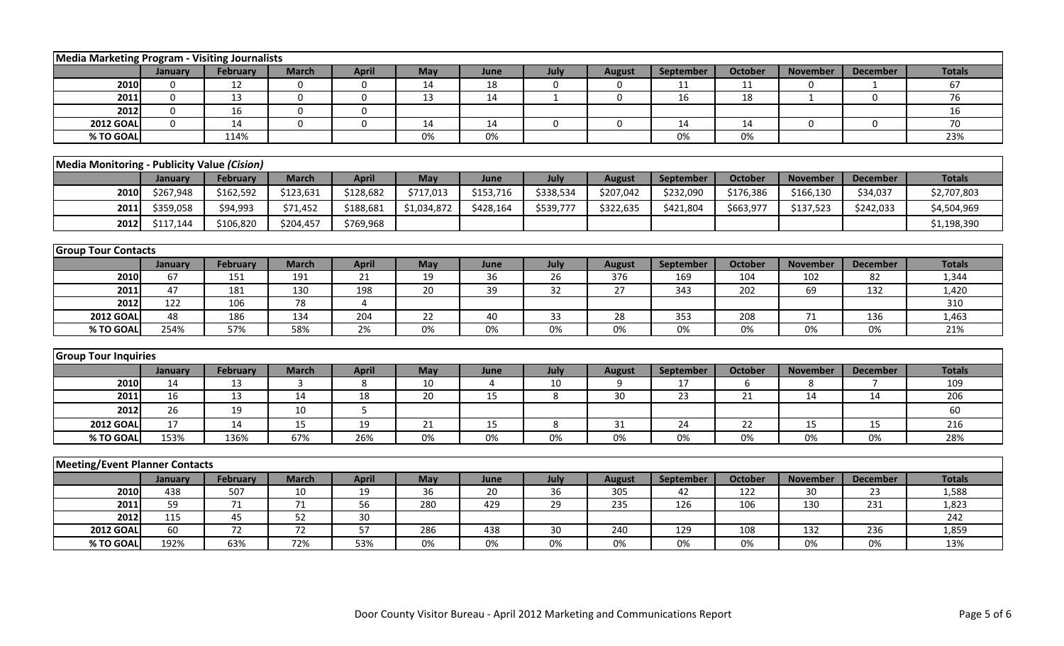## Media Marketing Program - Visiting Journalists

| | January | February | March | April | May | June | July | August | September | October | November | December | Totals |
|---|---|---|---|---|---|---|---|---|---|---|---|---|---|
| 2010 | 0 | 12 | 0 | 0 | 14 | 18 | 0 | 0 | 11 | 11 | 0 | 1 | 67 |
| 2011 | 0 | 13 | 0 | 0 | 13 | 14 | 1 | 0 | 16 | 18 | 1 | 0 | 76 |
| 2012 | 0 | 16 | 0 | 0 | | | | | | | | | 16 |
| 2012 GOAL | 0 | 14 | 0 | 0 | 14 | 14 | 0 | 0 | 14 | 14 | 0 | 0 | 70 |
| % TO GOAL | | 114% | | | 0% | 0% | | | 0% | 0% | | | 23% |

## Media Monitoring - Publicity Value *(Cision)*

| | January | February | March | April | May | June | July | August | September | October | November | December | Totals |
|---|---|---|---|---|---|---|---|---|---|---|---|---|---|
| 2010 | $267,948 | $162,592 | $123,631 | $128,682 | $717,013 | $153,716 | $338,534 | $207,042 | $232,090 | $176,386 | $166,130 | $34,037 | $2,707,803 |
| 2011 | $359,058 | $94,993 | $71,452 | $188,681 | $1,034,872 | $428,164 | $539,777 | $322,635 | $421,804 | $663,977 | $137,523 | $242,033 | $4,504,969 |
| 2012 | $117,144 | $106,820 | $204,457 | $769,968 | | | | | | | | | $1,198,390 |

## Group Tour Contacts

| | January | February | March | April | May | June | July | August | September | October | November | December | Totals |
|---|---|---|---|---|---|---|---|---|---|---|---|---|---|
| 2010 | 67 | 151 | 191 | 21 | 19 | 36 | 26 | 376 | 169 | 104 | 102 | 82 | 1,344 |
| 2011 | 47 | 181 | 130 | 198 | 20 | 39 | 32 | 27 | 343 | 202 | 69 | 132 | 1,420 |
| 2012 | 122 | 106 | 78 | 4 | | | | | | | | | 310 |
| 2012 GOAL | 48 | 186 | 134 | 204 | 22 | 40 | 33 | 28 | 353 | 208 | 71 | 136 | 1,463 |
| % TO GOAL | 254% | 57% | 58% | 2% | 0% | 0% | 0% | 0% | 0% | 0% | 0% | 0% | 21% |

## Group Tour Inquiries

| | January | February | March | April | May | June | July | August | September | October | November | December | Totals |
|---|---|---|---|---|---|---|---|---|---|---|---|---|---|
| 2010 | 14 | 13 | 3 | 8 | 10 | 4 | 10 | 9 | 17 | 6 | 8 | 7 | 109 |
| 2011 | 16 | 13 | 14 | 18 | 20 | 15 | 8 | 30 | 23 | 21 | 14 | 14 | 206 |
| 2012 | 26 | 19 | 10 | 5 | | | | | | | | | 60 |
| 2012 GOAL | 17 | 14 | 15 | 19 | 21 | 15 | 8 | 31 | 24 | 22 | 15 | 15 | 216 |
| % TO GOAL | 153% | 136% | 67% | 26% | 0% | 0% | 0% | 0% | 0% | 0% | 0% | 0% | 28% |

## Meeting/Event Planner Contacts

| | January | February | March | April | May | June | July | August | September | October | November | December | Totals |
|---|---|---|---|---|---|---|---|---|---|---|---|---|---|
| 2010 | 438 | 507 | 10 | 19 | 36 | 20 | 36 | 305 | 42 | 122 | 30 | 23 | 1,588 |
| 2011 | 59 | 71 | 71 | 56 | 280 | 429 | 29 | 235 | 126 | 106 | 130 | 231 | 1,823 |
| 2012 | 115 | 45 | 52 | 30 | | | | | | | | | 242 |
| 2012 GOAL | 60 | 72 | 72 | 57 | 286 | 438 | 30 | 240 | 129 | 108 | 132 | 236 | 1,859 |
| % TO GOAL | 192% | 63% | 72% | 53% | 0% | 0% | 0% | 0% | 0% | 0% | 0% | 0% | 13% |

Door County Visitor Bureau - April 2012 Marketing and Communications Report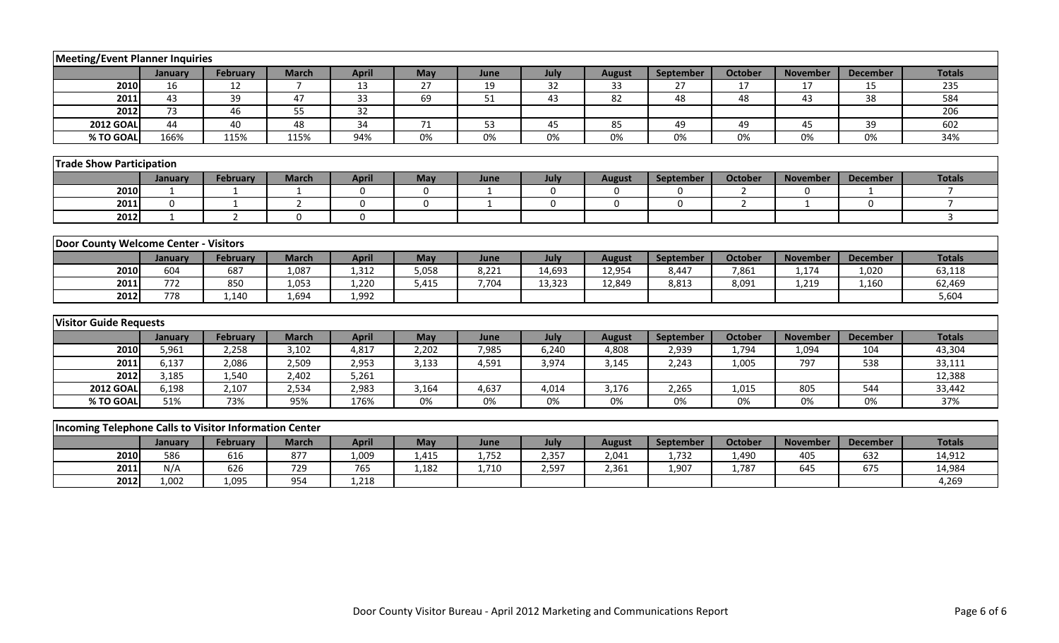## Meeting/Event Planner Inquiries

| | January | February | March | April | May | June | July | August | September | October | November | December | Totals |
|---|---|---|---|---|---|---|---|---|---|---|---|---|---|
| 2010 | 16 | 12 | 7 | 13 | 27 | 19 | 32 | 33 | 27 | 17 | 17 | 15 | 235 |
| 2011 | 43 | 39 | 47 | 33 | 69 | 51 | 43 | 82 | 48 | 48 | 43 | 38 | 584 |
| 2012 | 73 | 46 | 55 | 32 | | | | | | | | | 206 |
| 2012 GOAL | 44 | 40 | 48 | 34 | 71 | 53 | 45 | 85 | 49 | 49 | 45 | 39 | 602 |
| % TO GOAL | 166% | 115% | 115% | 94% | 0% | 0% | 0% | 0% | 0% | 0% | 0% | 0% | 34% |

## Trade Show Participation

| | January | February | March | April | May | June | July | August | September | October | November | December | Totals |
|---|---|---|---|---|---|---|---|---|---|---|---|---|---|
| 2010 | 1 | 1 | 1 | 0 | 0 | 1 | 0 | 0 | 0 | 2 | 0 | 1 | 7 |
| 2011 | 0 | 1 | 2 | 0 | 0 | 1 | 0 | 0 | 0 | 2 | 1 | 0 | 7 |
| 2012 | 1 | 2 | 0 | 0 | | | | | | | | | 3 |

## Door County Welcome Center - Visitors

| | January | February | March | April | May | June | July | August | September | October | November | December | Totals |
|---|---|---|---|---|---|---|---|---|---|---|---|---|---|
| 2010 | 604 | 687 | 1,087 | 1,312 | 5,058 | 8,221 | 14,693 | 12,954 | 8,447 | 7,861 | 1,174 | 1,020 | 63,118 |
| 2011 | 772 | 850 | 1,053 | 1,220 | 5,415 | 7,704 | 13,323 | 12,849 | 8,813 | 8,091 | 1,219 | 1,160 | 62,469 |
| 2012 | 778 | 1,140 | 1,694 | 1,992 | | | | | | | | | 5,604 |

## Visitor Guide Requests

| | January | February | March | April | May | June | July | August | September | October | November | December | Totals |
|---|---|---|---|---|---|---|---|---|---|---|---|---|---|
| 2010 | 5,961 | 2,258 | 3,102 | 4,817 | 2,202 | 7,985 | 6,240 | 4,808 | 2,939 | 1,794 | 1,094 | 104 | 43,304 |
| 2011 | 6,137 | 2,086 | 2,509 | 2,953 | 3,133 | 4,591 | 3,974 | 3,145 | 2,243 | 1,005 | 797 | 538 | 33,111 |
| 2012 | 3,185 | 1,540 | 2,402 | 5,261 | | | | | | | | | 12,388 |
| 2012 GOAL | 6,198 | 2,107 | 2,534 | 2,983 | 3,164 | 4,637 | 4,014 | 3,176 | 2,265 | 1,015 | 805 | 544 | 33,442 |
| % TO GOAL | 51% | 73% | 95% | 176% | 0% | 0% | 0% | 0% | 0% | 0% | 0% | 0% | 37% |

## Incoming Telephone Calls to Visitor Information Center

| | January | February | March | April | May | June | July | August | September | October | November | December | Totals |
|---|---|---|---|---|---|---|---|---|---|---|---|---|---|
| 2010 | 586 | 616 | 877 | 1,009 | 1,415 | 1,752 | 2,357 | 2,041 | 1,732 | 1,490 | 405 | 632 | 14,912 |
| 2011 | N/A | 626 | 729 | 765 | 1,182 | 1,710 | 2,597 | 2,361 | 1,907 | 1,787 | 645 | 675 | 14,984 |
| 2012 | 1,002 | 1,095 | 954 | 1,218 | | | | | | | | | 4,269 |